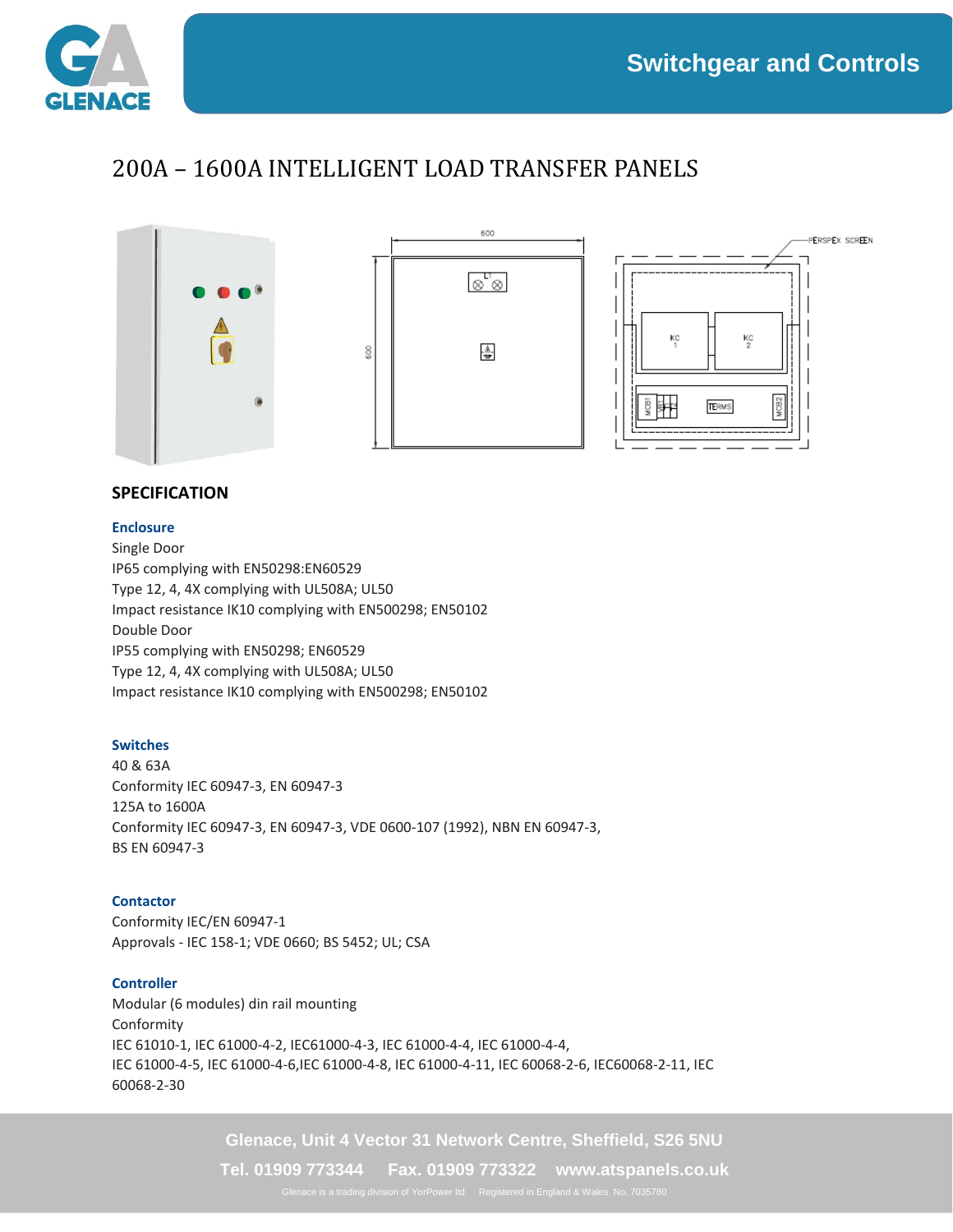# 200A – 1600A INTELLIGENT LOAD TRANSFER PANELS

## SPECIFICATION

### Enclosure

Single Door
IP65 complying with EN50298:EN60529
Type 12, 4, 4X complying with UL508A; UL50
Impact resistance IK10 complying with EN500298; EN50102
Double Door
IP55 complying with EN50298; EN60529
Type 12, 4, 4X complying with UL508A; UL50
Impact resistance IK10 complying with EN500298; EN50102

### Switches

40 & 63A
Conformity IEC 60947-3, EN 60947-3
125A to 1600A
Conformity IEC 60947-3, EN 60947-3, VDE 0600-107 (1992), NBN EN 60947-3, BS EN 60947-3

### Contactor

Conformity IEC/EN 60947-1
Approvals - IEC 158-1; VDE 0660; BS 5452; UL; CSA

### Controller

Modular (6 modules) din rail mounting
Conformity
IEC 61010-1, IEC 61000-4-2, IEC61000-4-3, IEC 61000-4-4, IEC 61000-4-4,
IEC 61000-4-5, IEC 61000-4-6,IEC 61000-4-8, IEC 61000-4-11, IEC 60068-2-6, IEC60068-2-11, IEC 60068-2-30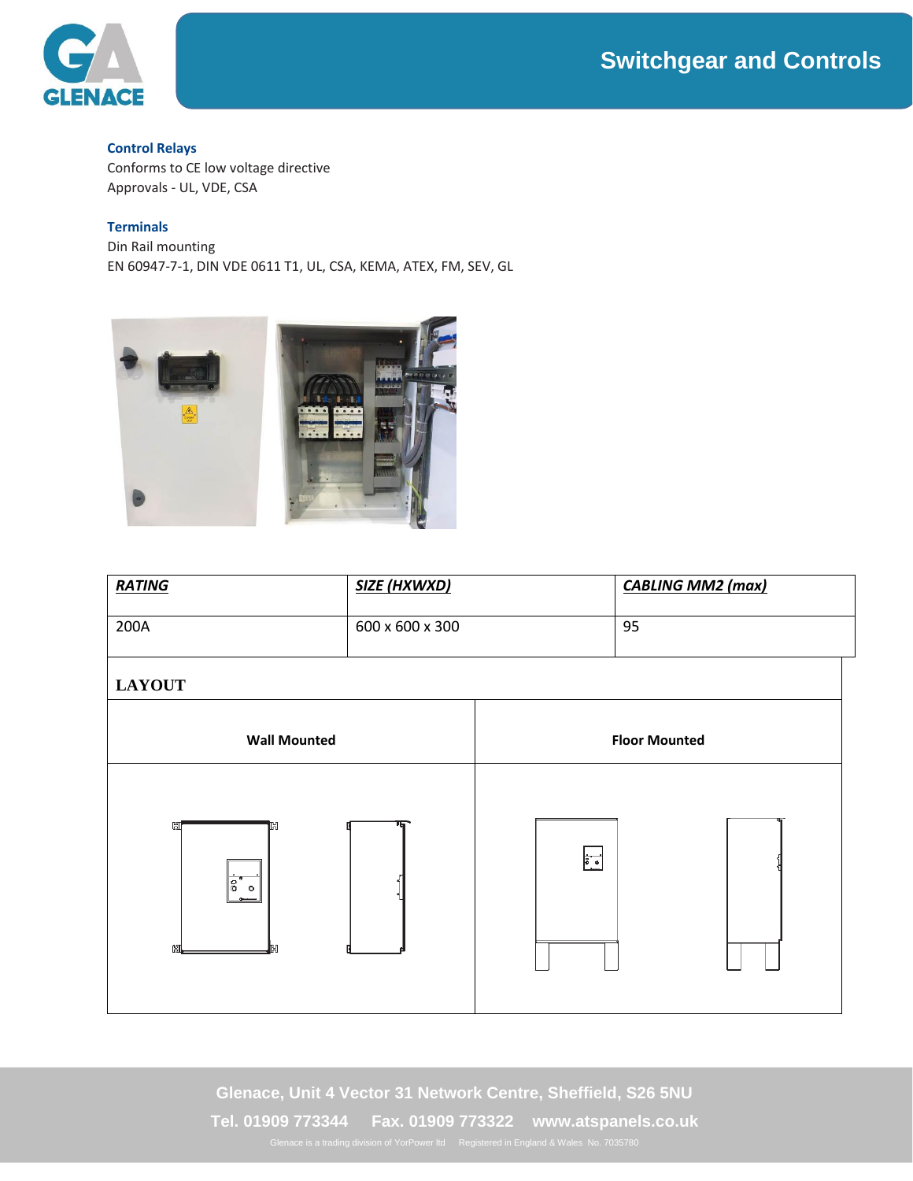# Switchgear and Controls

**Control Relays**
Conforms to CE low voltage directive
Approvals - UL, VDE, CSA

**Terminals**
Din Rail mounting
EN 60947-7-1, DIN VDE 0611 T1, UL, CSA, KEMA, ATEX, FM, SEV, GL

| ***RATING*** | ***SIZE (HXWXD)*** | ***CABLING MM2 (max)*** |
|---|---|---|
| 200A | 600 x 600 x 300 | 95 |

**LAYOUT**

| **Wall Mounted** | **Floor Mounted** |
|---|---|

Glenace, Unit 4 Vector 31 Network Centre, Sheffield, S26 5NU
Tel. 01909 773344 Fax. 01909 773322 www.atspanels.co.uk
Glenace is a trading division of YorPower ltd Registered in England & Wales No. 7035780